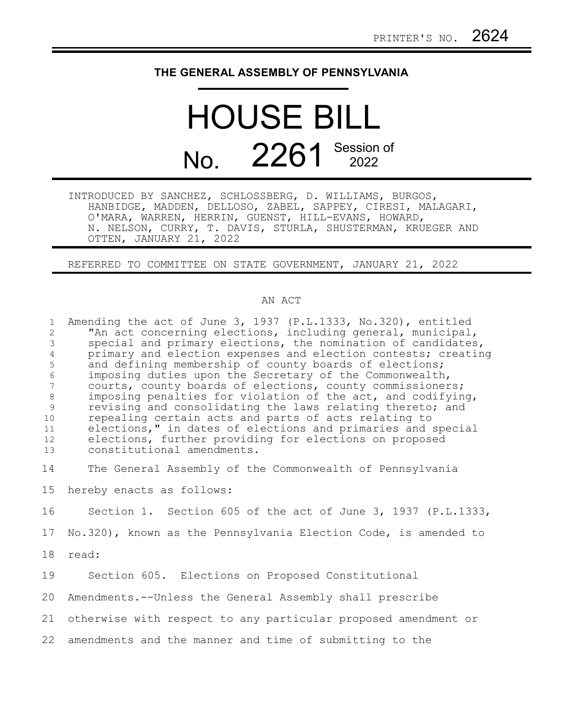PRINTER'S NO. 2624

# THE GENERAL ASSEMBLY OF PENNSYLVANIA

# HOUSE BILL

## No. 2261 Session of 2022

INTRODUCED BY SANCHEZ, SCHLOSSBERG, D. WILLIAMS, BURGOS, HANBIDGE, MADDEN, DELLOSO, ZABEL, SAPPEY, CIRESI, MALAGARI, O'MARA, WARREN, HERRIN, GUENST, HILL-EVANS, HOWARD, N. NELSON, CURRY, T. DAVIS, STURLA, SHUSTERMAN, KRUEGER AND OTTEN, JANUARY 21, 2022

REFERRED TO COMMITTEE ON STATE GOVERNMENT, JANUARY 21, 2022

AN ACT

Amending the act of June 3, 1937 (P.L.1333, No.320), entitled "An act concerning elections, including general, municipal, special and primary elections, the nomination of candidates, primary and election expenses and election contests; creating and defining membership of county boards of elections; imposing duties upon the Secretary of the Commonwealth, courts, county boards of elections, county commissioners; imposing penalties for violation of the act, and codifying, revising and consolidating the laws relating thereto; and repealing certain acts and parts of acts relating to elections," in dates of elections and primaries and special elections, further providing for elections on proposed constitutional amendments.

The General Assembly of the Commonwealth of Pennsylvania hereby enacts as follows:

Section 1. Section 605 of the act of June 3, 1937 (P.L.1333, No.320), known as the Pennsylvania Election Code, is amended to read:

Section 605. Elections on Proposed Constitutional Amendments.--Unless the General Assembly shall prescribe otherwise with respect to any particular proposed amendment or amendments and the manner and time of submitting to the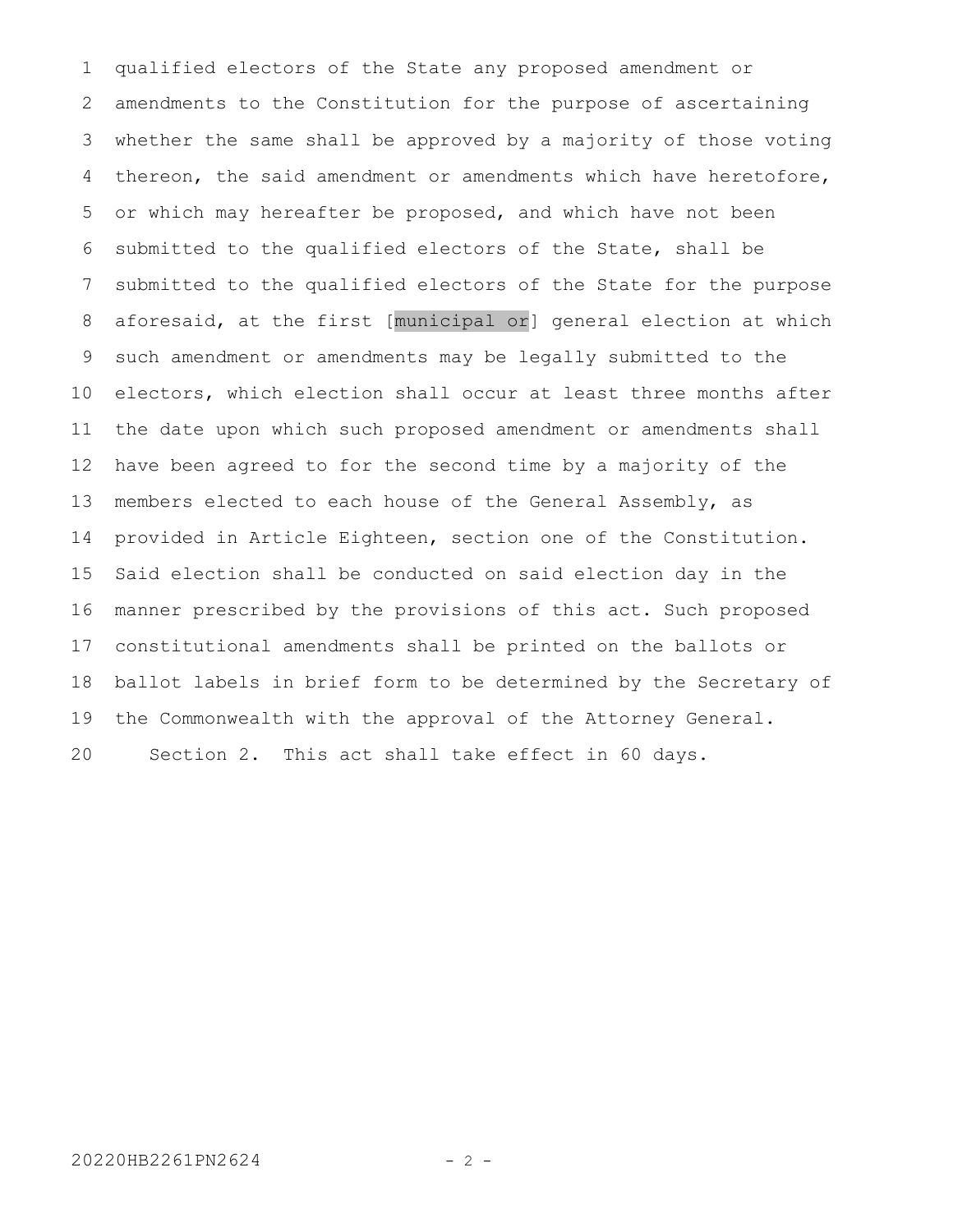qualified electors of the State any proposed amendment or amendments to the Constitution for the purpose of ascertaining whether the same shall be approved by a majority of those voting thereon, the said amendment or amendments which have heretofore, or which may hereafter be proposed, and which have not been submitted to the qualified electors of the State, shall be submitted to the qualified electors of the State for the purpose aforesaid, at the first [municipal or] general election at which such amendment or amendments may be legally submitted to the electors, which election shall occur at least three months after the date upon which such proposed amendment or amendments shall have been agreed to for the second time by a majority of the members elected to each house of the General Assembly, as provided in Article Eighteen, section one of the Constitution. Said election shall be conducted on said election day in the manner prescribed by the provisions of this act. Such proposed constitutional amendments shall be printed on the ballots or ballot labels in brief form to be determined by the Secretary of the Commonwealth with the approval of the Attorney General.

Section 2. This act shall take effect in 60 days.